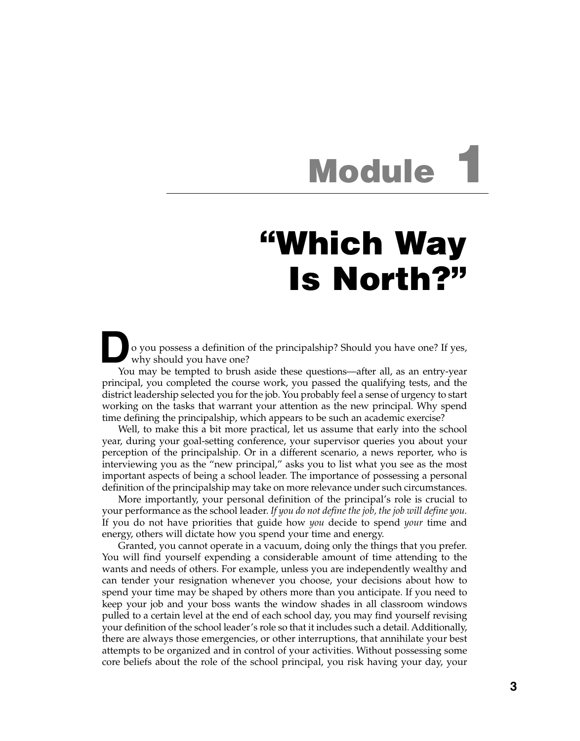# Module 1

## "Which Way Is North?"

Do you possess a definition of the principalship? Should you have one? If yes, why should you have one?

You may be tempted to brush aside these questions—after all, as an entry-year principal, you completed the course work, you passed the qualifying tests, and the district leadership selected you for the job. You probably feel a sense of urgency to start working on the tasks that warrant your attention as the new principal. Why spend time defining the principalship, which appears to be such an academic exercise?

Well, to make this a bit more practical, let us assume that early into the school year, during your goal-setting conference, your supervisor queries you about your perception of the principalship. Or in a different scenario, a news reporter, who is interviewing you as the "new principal," asks you to list what you see as the most important aspects of being a school leader. The importance of possessing a personal definition of the principalship may take on more relevance under such circumstances.

More importantly, your personal definition of the principal's role is crucial to your performance as the school leader. *If you do not define the job, the job will define you.* If you do not have priorities that guide how *you* decide to spend *your* time and energy, others will dictate how you spend your time and energy.

Granted, you cannot operate in a vacuum, doing only the things that you prefer. You will find yourself expending a considerable amount of time attending to the wants and needs of others. For example, unless you are independently wealthy and can tender your resignation whenever you choose, your decisions about how to spend your time may be shaped by others more than you anticipate. If you need to keep your job and your boss wants the window shades in all classroom windows pulled to a certain level at the end of each school day, you may find yourself revising your definition of the school leader's role so that it includes such a detail. Additionally, there are always those emergencies, or other interruptions, that annihilate your best attempts to be organized and in control of your activities. Without possessing some core beliefs about the role of the school principal, you risk having your day, your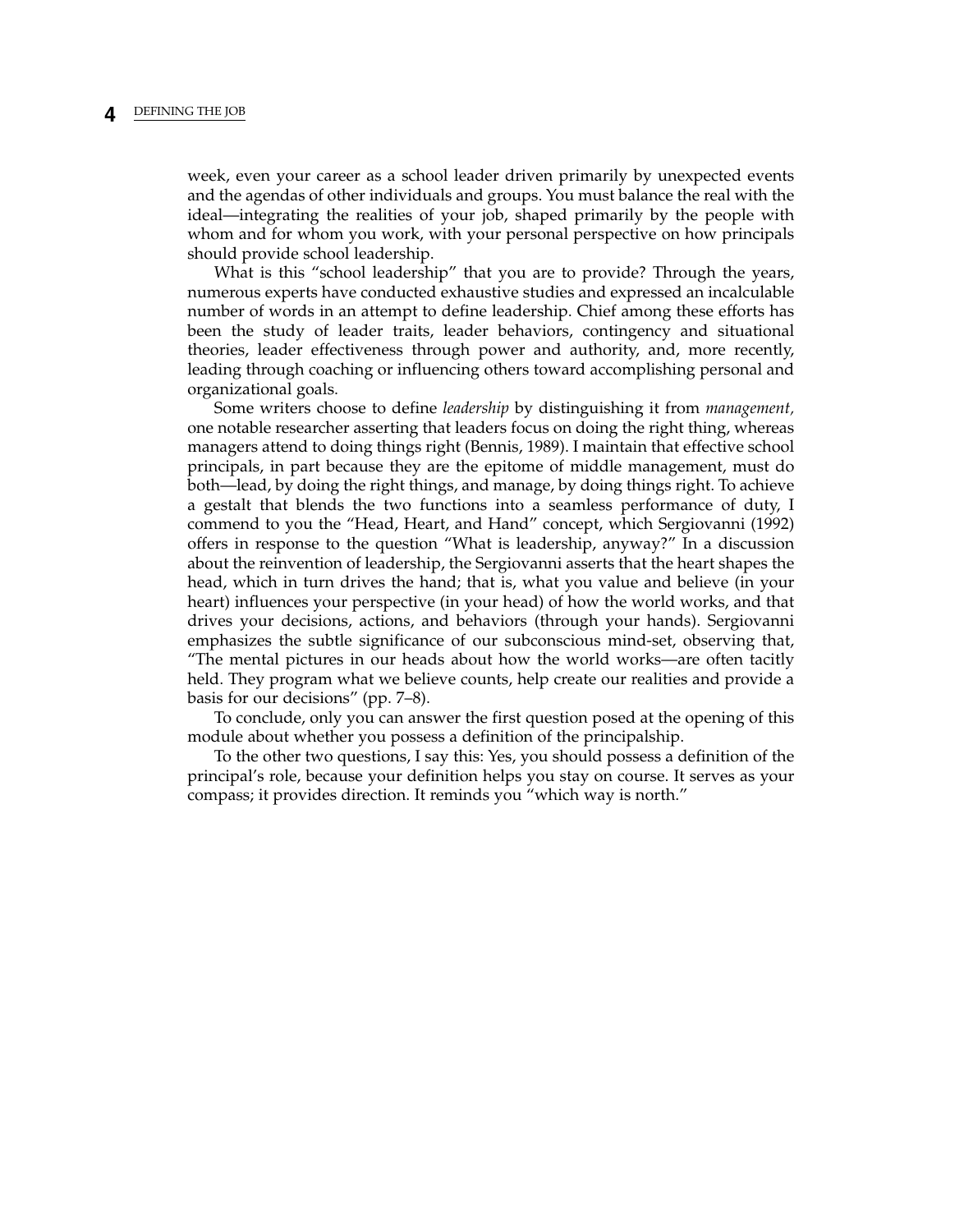week, even your career as a school leader driven primarily by unexpected events and the agendas of other individuals and groups. You must balance the real with the ideal—integrating the realities of your job, shaped primarily by the people with whom and for whom you work, with your personal perspective on how principals should provide school leadership.

What is this "school leadership" that you are to provide? Through the years, numerous experts have conducted exhaustive studies and expressed an incalculable number of words in an attempt to define leadership. Chief among these efforts has been the study of leader traits, leader behaviors, contingency and situational theories, leader effectiveness through power and authority, and, more recently, leading through coaching or influencing others toward accomplishing personal and organizational goals.

Some writers choose to define *leadership* by distinguishing it from *management,* one notable researcher asserting that leaders focus on doing the right thing, whereas managers attend to doing things right (Bennis, 1989). I maintain that effective school principals, in part because they are the epitome of middle management, must do both—lead, by doing the right things, and manage, by doing things right. To achieve a gestalt that blends the two functions into a seamless performance of duty, I commend to you the "Head, Heart, and Hand" concept, which Sergiovanni (1992) offers in response to the question "What is leadership, anyway?" In a discussion about the reinvention of leadership, the Sergiovanni asserts that the heart shapes the head, which in turn drives the hand; that is, what you value and believe (in your heart) influences your perspective (in your head) of how the world works, and that drives your decisions, actions, and behaviors (through your hands). Sergiovanni emphasizes the subtle significance of our subconscious mind-set, observing that, "The mental pictures in our heads about how the world works—are often tacitly held. They program what we believe counts, help create our realities and provide a basis for our decisions" (pp. 7–8).

To conclude, only you can answer the first question posed at the opening of this module about whether you possess a definition of the principalship.

To the other two questions, I say this: Yes, you should possess a definition of the principal's role, because your definition helps you stay on course. It serves as your compass; it provides direction. It reminds you "which way is north."